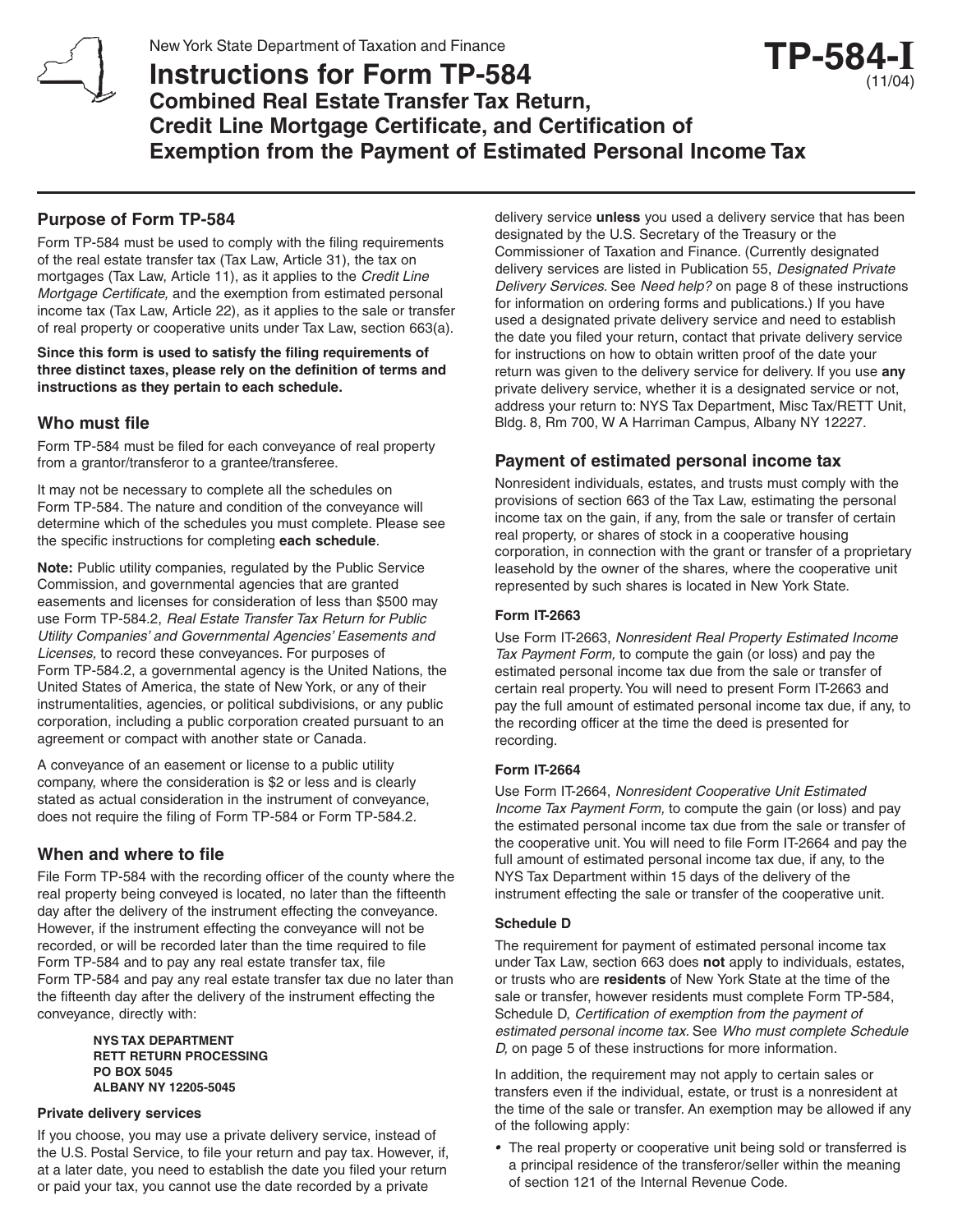New York State Department of Taxation and Finance

# Instructions for Form TP-584

**TP-584-I** (11/04)

## Combined Real Estate Transfer Tax Return, Credit Line Mortgage Certificate, and Certification of Exemption from the Payment of Estimated Personal Income Tax

## Purpose of Form TP-584

Form TP-584 must be used to comply with the filing requirements of the real estate transfer tax (Tax Law, Article 31), the tax on mortgages (Tax Law, Article 11), as it applies to the *Credit Line Mortgage Certificate,* and the exemption from estimated personal income tax (Tax Law, Article 22), as it applies to the sale or transfer of real property or cooperative units under Tax Law, section 663(a).

**Since this form is used to satisfy the filing requirements of three distinct taxes, please rely on the definition of terms and instructions as they pertain to each schedule.**

## Who must file

Form TP-584 must be filed for each conveyance of real property from a grantor/transferor to a grantee/transferee.

It may not be necessary to complete all the schedules on Form TP-584. The nature and condition of the conveyance will determine which of the schedules you must complete. Please see the specific instructions for completing **each schedule**.

**Note:** Public utility companies, regulated by the Public Service Commission, and governmental agencies that are granted easements and licenses for consideration of less than $500 may use Form TP-584.2, *Real Estate Transfer Tax Return for Public Utility Companies' and Governmental Agencies' Easements and Licenses,* to record these conveyances. For purposes of Form TP-584.2, a governmental agency is the United Nations, the United States of America, the state of New York, or any of their instrumentalities, agencies, or political subdivisions, or any public corporation, including a public corporation created pursuant to an agreement or compact with another state or Canada.

A conveyance of an easement or license to a public utility company, where the consideration is $2 or less and is clearly stated as actual consideration in the instrument of conveyance, does not require the filing of Form TP-584 or Form TP-584.2.

## When and where to file

File Form TP-584 with the recording officer of the county where the real property being conveyed is located, no later than the fifteenth day after the delivery of the instrument effecting the conveyance. However, if the instrument effecting the conveyance will not be recorded, or will be recorded later than the time required to file Form TP-584 and to pay any real estate transfer tax, file Form TP-584 and pay any real estate transfer tax due no later than the fifteenth day after the delivery of the instrument effecting the conveyance, directly with:

**NYS TAX DEPARTMENT**
**RETT RETURN PROCESSING**
**PO BOX 5045**
**ALBANY NY 12205-5045**

### Private delivery services

If you choose, you may use a private delivery service, instead of the U.S. Postal Service, to file your return and pay tax. However, if, at a later date, you need to establish the date you filed your return or paid your tax, you cannot use the date recorded by a private delivery service **unless** you used a delivery service that has been designated by the U.S. Secretary of the Treasury or the Commissioner of Taxation and Finance. (Currently designated delivery services are listed in Publication 55, *Designated Private Delivery Services*. See *Need help?* on page 8 of these instructions for information on ordering forms and publications.) If you have used a designated private delivery service and need to establish the date you filed your return, contact that private delivery service for instructions on how to obtain written proof of the date your return was given to the delivery service for delivery. If you use **any** private delivery service, whether it is a designated service or not, address your return to: NYS Tax Department, Misc Tax/RETT Unit, Bldg. 8, Rm 700, W A Harriman Campus, Albany NY 12227.

## Payment of estimated personal income tax

Nonresident individuals, estates, and trusts must comply with the provisions of section 663 of the Tax Law, estimating the personal income tax on the gain, if any, from the sale or transfer of certain real property, or shares of stock in a cooperative housing corporation, in connection with the grant or transfer of a proprietary leasehold by the owner of the shares, where the cooperative unit represented by such shares is located in New York State.

### Form IT-2663

Use Form IT-2663, *Nonresident Real Property Estimated Income Tax Payment Form,* to compute the gain (or loss) and pay the estimated personal income tax due from the sale or transfer of certain real property. You will need to present Form IT-2663 and pay the full amount of estimated personal income tax due, if any, to the recording officer at the time the deed is presented for recording.

### Form IT-2664

Use Form IT-2664, *Nonresident Cooperative Unit Estimated Income Tax Payment Form,* to compute the gain (or loss) and pay the estimated personal income tax due from the sale or transfer of the cooperative unit. You will need to file Form IT-2664 and pay the full amount of estimated personal income tax due, if any, to the NYS Tax Department within 15 days of the delivery of the instrument effecting the sale or transfer of the cooperative unit.

### Schedule D

The requirement for payment of estimated personal income tax under Tax Law, section 663 does **not** apply to individuals, estates, or trusts who are **residents** of New York State at the time of the sale or transfer, however residents must complete Form TP-584, Schedule D, *Certification of exemption from the payment of estimated personal income tax.* See *Who must complete Schedule D,* on page 5 of these instructions for more information.

In addition, the requirement may not apply to certain sales or transfers even if the individual, estate, or trust is a nonresident at the time of the sale or transfer. An exemption may be allowed if any of the following apply:

- The real property or cooperative unit being sold or transferred is a principal residence of the transferor/seller within the meaning of section 121 of the Internal Revenue Code.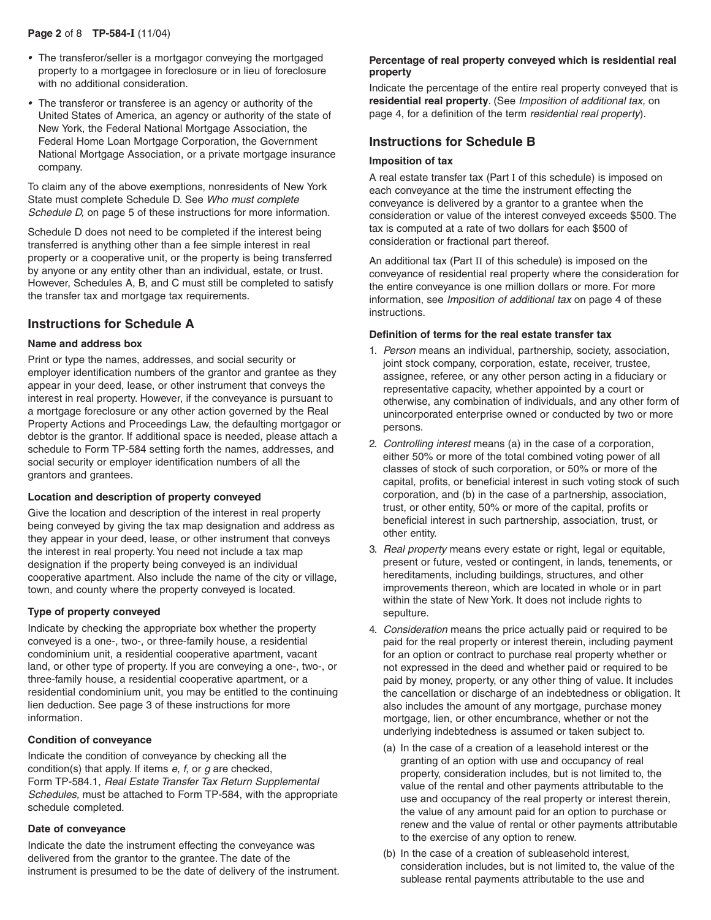- The transferor/seller is a mortgagor conveying the mortgaged property to a mortgagee in foreclosure or in lieu of foreclosure with no additional consideration.
- The transferor or transferee is an agency or authority of the United States of America, an agency or authority of the state of New York, the Federal National Mortgage Association, the Federal Home Loan Mortgage Corporation, the Government National Mortgage Association, or a private mortgage insurance company.

To claim any of the above exemptions, nonresidents of New York State must complete Schedule D. See *Who must complete Schedule D,* on page 5 of these instructions for more information.

Schedule D does not need to be completed if the interest being transferred is anything other than a fee simple interest in real property or a cooperative unit, or the property is being transferred by anyone or any entity other than an individual, estate, or trust. However, Schedules A, B, and C must still be completed to satisfy the transfer tax and mortgage tax requirements.

## Instructions for Schedule A

**Name and address box**

Print or type the names, addresses, and social security or employer identification numbers of the grantor and grantee as they appear in your deed, lease, or other instrument that conveys the interest in real property. However, if the conveyance is pursuant to a mortgage foreclosure or any other action governed by the Real Property Actions and Proceedings Law, the defaulting mortgagor or debtor is the grantor. If additional space is needed, please attach a schedule to Form TP-584 setting forth the names, addresses, and social security or employer identification numbers of all the grantors and grantees.

**Location and description of property conveyed**

Give the location and description of the interest in real property being conveyed by giving the tax map designation and address as they appear in your deed, lease, or other instrument that conveys the interest in real property. You need not include a tax map designation if the property being conveyed is an individual cooperative apartment. Also include the name of the city or village, town, and county where the property conveyed is located.

**Type of property conveyed**

Indicate by checking the appropriate box whether the property conveyed is a one-, two-, or three-family house, a residential condominium unit, a residential cooperative apartment, vacant land, or other type of property. If you are conveying a one-, two-, or three-family house, a residential cooperative apartment, or a residential condominium unit, you may be entitled to the continuing lien deduction. See page 3 of these instructions for more information.

**Condition of conveyance**

Indicate the condition of conveyance by checking all the condition(s) that apply. If items *e, f,* or *g* are checked, Form TP-584.1, *Real Estate Transfer Tax Return Supplemental Schedules,* must be attached to Form TP-584, with the appropriate schedule completed.

**Date of conveyance**

Indicate the date the instrument effecting the conveyance was delivered from the grantor to the grantee. The date of the instrument is presumed to be the date of delivery of the instrument.

**Percentage of real property conveyed which is residential real property**

Indicate the percentage of the entire real property conveyed that is **residential real property**. (See *Imposition of additional tax,* on page 4, for a definition of the term *residential real property*).

## Instructions for Schedule B

**Imposition of tax**

A real estate transfer tax (Part I of this schedule) is imposed on each conveyance at the time the instrument effecting the conveyance is delivered by a grantor to a grantee when the consideration or value of the interest conveyed exceeds $500. The tax is computed at a rate of two dollars for each $500 of consideration or fractional part thereof.

An additional tax (Part II of this schedule) is imposed on the conveyance of residential real property where the consideration for the entire conveyance is one million dollars or more. For more information, see *Imposition of additional tax* on page 4 of these instructions.

**Definition of terms for the real estate transfer tax**

1. *Person* means an individual, partnership, society, association, joint stock company, corporation, estate, receiver, trustee, assignee, referee, or any other person acting in a fiduciary or representative capacity, whether appointed by a court or otherwise, any combination of individuals, and any other form of unincorporated enterprise owned or conducted by two or more persons.
2. *Controlling interest* means (a) in the case of a corporation, either 50% or more of the total combined voting power of all classes of stock of such corporation, or 50% or more of the capital, profits, or beneficial interest in such voting stock of such corporation, and (b) in the case of a partnership, association, trust, or other entity, 50% or more of the capital, profits or beneficial interest in such partnership, association, trust, or other entity.
3. *Real property* means every estate or right, legal or equitable, present or future, vested or contingent, in lands, tenements, or hereditaments, including buildings, structures, and other improvements thereon, which are located in whole or in part within the state of New York. It does not include rights to sepulture.
4. *Consideration* means the price actually paid or required to be paid for the real property or interest therein, including payment for an option or contract to purchase real property whether or not expressed in the deed and whether paid or required to be paid by money, property, or any other thing of value. It includes the cancellation or discharge of an indebtedness or obligation. It also includes the amount of any mortgage, purchase money mortgage, lien, or other encumbrance, whether or not the underlying indebtedness is assumed or taken subject to.
   (a) In the case of a creation of a leasehold interest or the granting of an option with use and occupancy of real property, consideration includes, but is not limited to, the value of the rental and other payments attributable to the use and occupancy of the real property or interest therein, the value of any amount paid for an option to purchase or renew and the value of rental or other payments attributable to the exercise of any option to renew.
   (b) In the case of a creation of subleasehold interest, consideration includes, but is not limited to, the value of the sublease rental payments attributable to the use and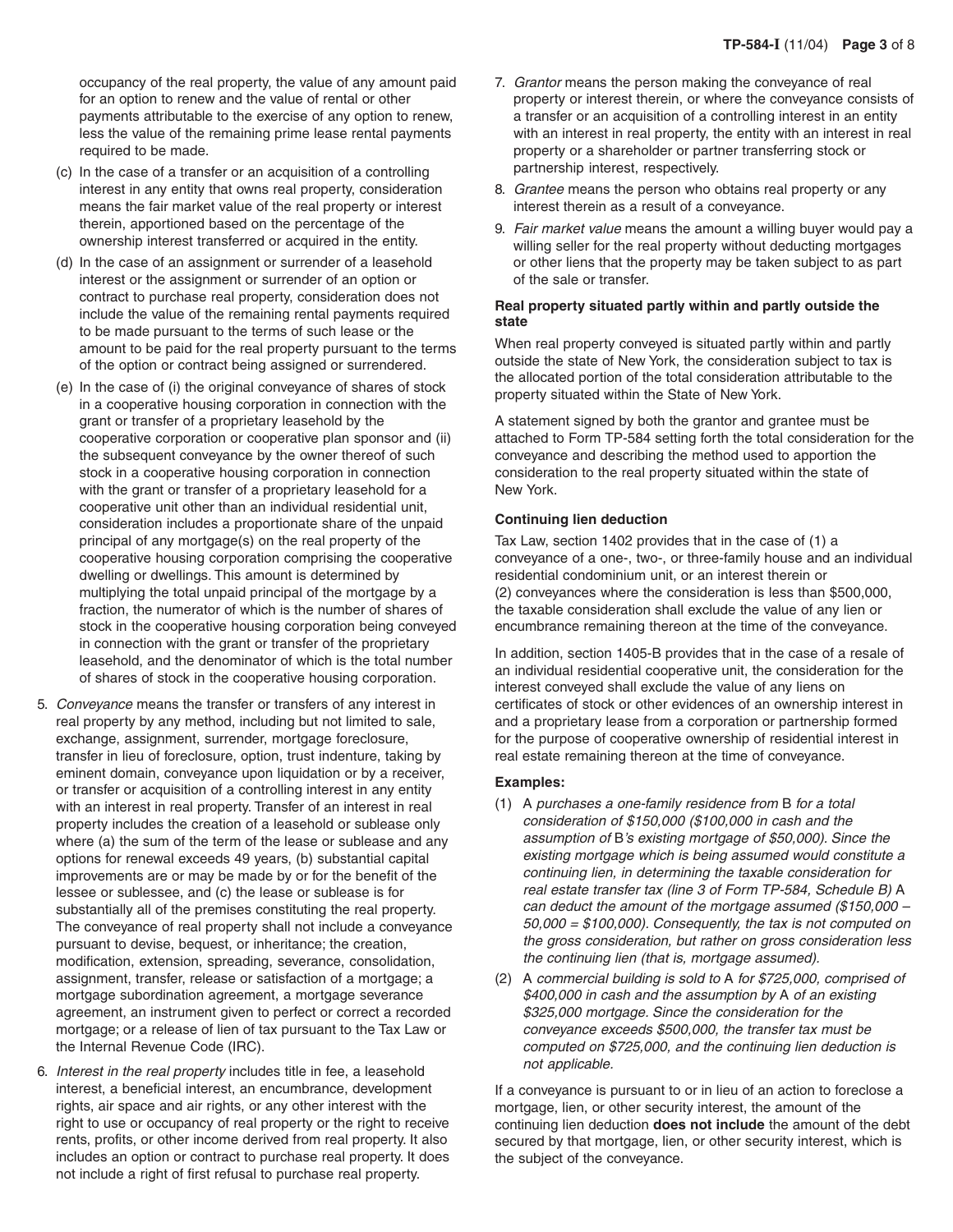occupancy of the real property, the value of any amount paid for an option to renew and the value of rental or other payments attributable to the exercise of any option to renew, less the value of the remaining prime lease rental payments required to be made.

(c) In the case of a transfer or an acquisition of a controlling interest in any entity that owns real property, consideration means the fair market value of the real property or interest therein, apportioned based on the percentage of the ownership interest transferred or acquired in the entity.

(d) In the case of an assignment or surrender of a leasehold interest or the assignment or surrender of an option or contract to purchase real property, consideration does not include the value of the remaining rental payments required to be made pursuant to the terms of such lease or the amount to be paid for the real property pursuant to the terms of the option or contract being assigned or surrendered.

(e) In the case of (i) the original conveyance of shares of stock in a cooperative housing corporation in connection with the grant or transfer of a proprietary leasehold by the cooperative corporation or cooperative plan sponsor and (ii) the subsequent conveyance by the owner thereof of such stock in a cooperative housing corporation in connection with the grant or transfer of a proprietary leasehold for a cooperative unit other than an individual residential unit, consideration includes a proportionate share of the unpaid principal of any mortgage(s) on the real property of the cooperative housing corporation comprising the cooperative dwelling or dwellings. This amount is determined by multiplying the total unpaid principal of the mortgage by a fraction, the numerator of which is the number of shares of stock in the cooperative housing corporation being conveyed in connection with the grant or transfer of the proprietary leasehold, and the denominator of which is the total number of shares of stock in the cooperative housing corporation.

5. *Conveyance* means the transfer or transfers of any interest in real property by any method, including but not limited to sale, exchange, assignment, surrender, mortgage foreclosure, transfer in lieu of foreclosure, option, trust indenture, taking by eminent domain, conveyance upon liquidation or by a receiver, or transfer or acquisition of a controlling interest in any entity with an interest in real property. Transfer of an interest in real property includes the creation of a leasehold or sublease only where (a) the sum of the term of the lease or sublease and any options for renewal exceeds 49 years, (b) substantial capital improvements are or may be made by or for the benefit of the lessee or sublessee, and (c) the lease or sublease is for substantially all of the premises constituting the real property. The conveyance of real property shall not include a conveyance pursuant to devise, bequest, or inheritance; the creation, modification, extension, spreading, severance, consolidation, assignment, transfer, release or satisfaction of a mortgage; a mortgage subordination agreement, a mortgage severance agreement, an instrument given to perfect or correct a recorded mortgage; or a release of lien of tax pursuant to the Tax Law or the Internal Revenue Code (IRC).

6. *Interest in the real property* includes title in fee, a leasehold interest, a beneficial interest, an encumbrance, development rights, air space and air rights, or any other interest with the right to use or occupancy of real property or the right to receive rents, profits, or other income derived from real property. It also includes an option or contract to purchase real property. It does not include a right of first refusal to purchase real property.

7. *Grantor* means the person making the conveyance of real property or interest therein, or where the conveyance consists of a transfer or an acquisition of a controlling interest in an entity with an interest in real property, the entity with an interest in real property or a shareholder or partner transferring stock or partnership interest, respectively.

8. *Grantee* means the person who obtains real property or any interest therein as a result of a conveyance.

9. *Fair market value* means the amount a willing buyer would pay a willing seller for the real property without deducting mortgages or other liens that the property may be taken subject to as part of the sale or transfer.

**Real property situated partly within and partly outside the state**

When real property conveyed is situated partly within and partly outside the state of New York, the consideration subject to tax is the allocated portion of the total consideration attributable to the property situated within the State of New York.

A statement signed by both the grantor and grantee must be attached to Form TP-584 setting forth the total consideration for the conveyance and describing the method used to apportion the consideration to the real property situated within the state of New York.

**Continuing lien deduction**

Tax Law, section 1402 provides that in the case of (1) a conveyance of a one-, two-, or three-family house and an individual residential condominium unit, or an interest therein or (2) conveyances where the consideration is less than $500,000, the taxable consideration shall exclude the value of any lien or encumbrance remaining thereon at the time of the conveyance.

In addition, section 1405-B provides that in the case of a resale of an individual residential cooperative unit, the consideration for the interest conveyed shall exclude the value of any liens on certificates of stock or other evidences of an ownership interest in and a proprietary lease from a corporation or partnership formed for the purpose of cooperative ownership of residential interest in real estate remaining thereon at the time of conveyance.

**Examples:**

(1) A *purchases a one-family residence from* B *for a total consideration of $150,000 ($100,000 in cash and the assumption of* B*'s existing mortgage of $50,000). Since the existing mortgage which is being assumed would constitute a continuing lien, in determining the taxable consideration for real estate transfer tax (line 3 of Form TP-584, Schedule B)* A *can deduct the amount of the mortgage assumed ($150,000 – 50,000 = $100,000). Consequently, the tax is not computed on the gross consideration, but rather on gross consideration less the continuing lien (that is, mortgage assumed).*

(2) A *commercial building is sold to* A *for $725,000, comprised of $400,000 in cash and the assumption by* A *of an existing $325,000 mortgage. Since the consideration for the conveyance exceeds $500,000, the transfer tax must be computed on $725,000, and the continuing lien deduction is not applicable.*

If a conveyance is pursuant to or in lieu of an action to foreclose a mortgage, lien, or other security interest, the amount of the continuing lien deduction **does not include** the amount of the debt secured by that mortgage, lien, or other security interest, which is the subject of the conveyance.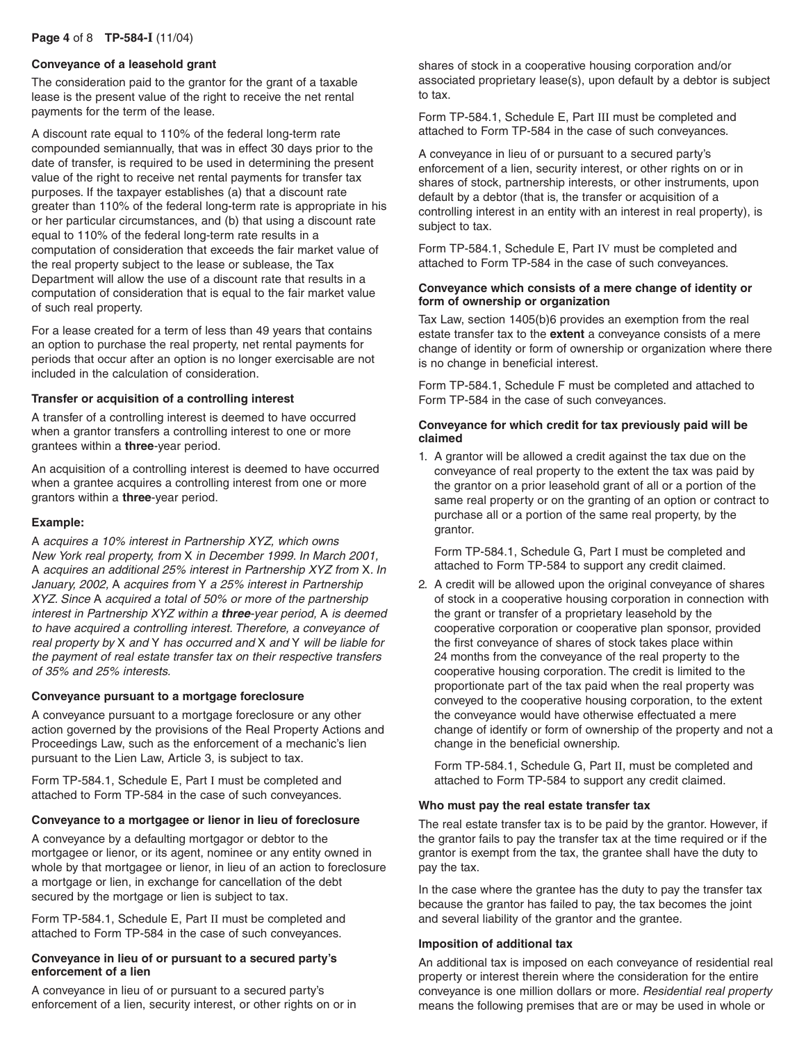### Conveyance of a leasehold grant

The consideration paid to the grantor for the grant of a taxable lease is the present value of the right to receive the net rental payments for the term of the lease.

A discount rate equal to 110% of the federal long-term rate compounded semiannually, that was in effect 30 days prior to the date of transfer, is required to be used in determining the present value of the right to receive net rental payments for transfer tax purposes. If the taxpayer establishes (a) that a discount rate greater than 110% of the federal long-term rate is appropriate in his or her particular circumstances, and (b) that using a discount rate equal to 110% of the federal long-term rate results in a computation of consideration that exceeds the fair market value of the real property subject to the lease or sublease, the Tax Department will allow the use of a discount rate that results in a computation of consideration that is equal to the fair market value of such real property.

For a lease created for a term of less than 49 years that contains an option to purchase the real property, net rental payments for periods that occur after an option is no longer exercisable are not included in the calculation of consideration.

### Transfer or acquisition of a controlling interest

A transfer of a controlling interest is deemed to have occurred when a grantor transfers a controlling interest to one or more grantees within a **three**-year period.

An acquisition of a controlling interest is deemed to have occurred when a grantee acquires a controlling interest from one or more grantors within a **three**-year period.

**Example:**

*A acquires a 10% interest in Partnership XYZ, which owns New York real property, from X in December 1999. In March 2001, A acquires an additional 25% interest in Partnership XYZ from X. In January, 2002, A acquires from Y a 25% interest in Partnership XYZ. Since A acquired a total of 50% or more of the partnership interest in Partnership XYZ within a **three**-year period, A is deemed to have acquired a controlling interest. Therefore, a conveyance of real property by X and Y has occurred and X and Y will be liable for the payment of real estate transfer tax on their respective transfers of 35% and 25% interests.*

### Conveyance pursuant to a mortgage foreclosure

A conveyance pursuant to a mortgage foreclosure or any other action governed by the provisions of the Real Property Actions and Proceedings Law, such as the enforcement of a mechanic's lien pursuant to the Lien Law, Article 3, is subject to tax.

Form TP-584.1, Schedule E, Part I must be completed and attached to Form TP-584 in the case of such conveyances.

### Conveyance to a mortgagee or lienor in lieu of foreclosure

A conveyance by a defaulting mortgagor or debtor to the mortgagee or lienor, or its agent, nominee or any entity owned in whole by that mortgagee or lienor, in lieu of an action to foreclosure a mortgage or lien, in exchange for cancellation of the debt secured by the mortgage or lien is subject to tax.

Form TP-584.1, Schedule E, Part II must be completed and attached to Form TP-584 in the case of such conveyances.

### Conveyance in lieu of or pursuant to a secured party's enforcement of a lien

A conveyance in lieu of or pursuant to a secured party's enforcement of a lien, security interest, or other rights on or in shares of stock in a cooperative housing corporation and/or associated proprietary lease(s), upon default by a debtor is subject to tax.

Form TP-584.1, Schedule E, Part III must be completed and attached to Form TP-584 in the case of such conveyances.

A conveyance in lieu of or pursuant to a secured party's enforcement of a lien, security interest, or other rights on or in shares of stock, partnership interests, or other instruments, upon default by a debtor (that is, the transfer or acquisition of a controlling interest in an entity with an interest in real property), is subject to tax.

Form TP-584.1, Schedule E, Part IV must be completed and attached to Form TP-584 in the case of such conveyances.

### Conveyance which consists of a mere change of identity or form of ownership or organization

Tax Law, section 1405(b)6 provides an exemption from the real estate transfer tax to the **extent** a conveyance consists of a mere change of identity or form of ownership or organization where there is no change in beneficial interest.

Form TP-584.1, Schedule F must be completed and attached to Form TP-584 in the case of such conveyances.

### Conveyance for which credit for tax previously paid will be claimed

1. A grantor will be allowed a credit against the tax due on the conveyance of real property to the extent the tax was paid by the grantor on a prior leasehold grant of all or a portion of the same real property or on the granting of an option or contract to purchase all or a portion of the same real property, by the grantor.

   Form TP-584.1, Schedule G, Part I must be completed and attached to Form TP-584 to support any credit claimed.

2. A credit will be allowed upon the original conveyance of shares of stock in a cooperative housing corporation in connection with the grant or transfer of a proprietary leasehold by the cooperative corporation or cooperative plan sponsor, provided the first conveyance of shares of stock takes place within 24 months from the conveyance of the real property to the cooperative housing corporation. The credit is limited to the proportionate part of the tax paid when the real property was conveyed to the cooperative housing corporation, to the extent the conveyance would have otherwise effectuated a mere change of identify or form of ownership of the property and not a change in the beneficial ownership.

   Form TP-584.1, Schedule G, Part II, must be completed and attached to Form TP-584 to support any credit claimed.

### Who must pay the real estate transfer tax

The real estate transfer tax is to be paid by the grantor. However, if the grantor fails to pay the transfer tax at the time required or if the grantor is exempt from the tax, the grantee shall have the duty to pay the tax.

In the case where the grantee has the duty to pay the transfer tax because the grantor has failed to pay, the tax becomes the joint and several liability of the grantor and the grantee.

### Imposition of additional tax

An additional tax is imposed on each conveyance of residential real property or interest therein where the consideration for the entire conveyance is one million dollars or more. *Residential real property* means the following premises that are or may be used in whole or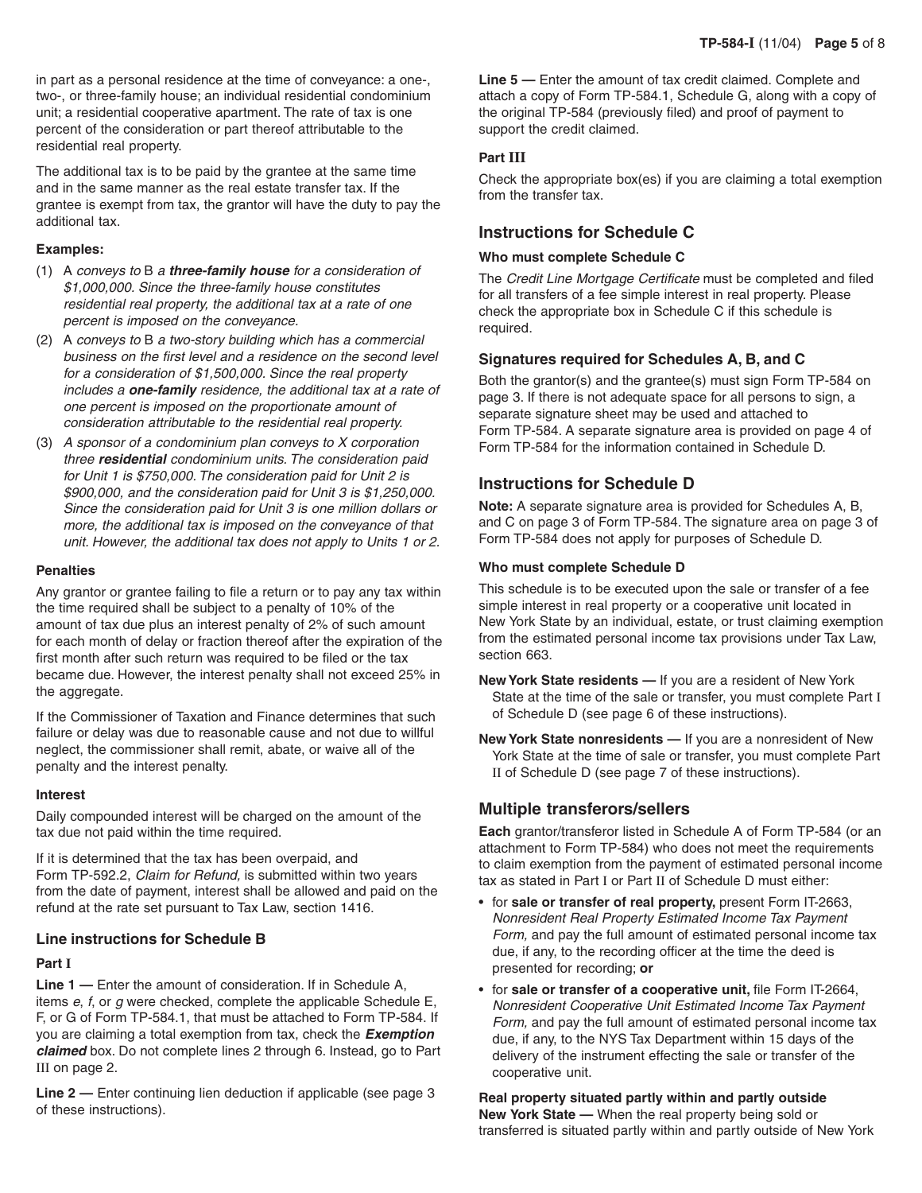in part as a personal residence at the time of conveyance: a one-, two-, or three-family house; an individual residential condominium unit; a residential cooperative apartment. The rate of tax is one percent of the consideration or part thereof attributable to the residential real property.

The additional tax is to be paid by the grantee at the same time and in the same manner as the real estate transfer tax. If the grantee is exempt from tax, the grantor will have the duty to pay the additional tax.

**Examples:**

(1) A *conveys to* B *a* ***three-family house*** *for a consideration of $1,000,000. Since the three-family house constitutes residential real property, the additional tax at a rate of one percent is imposed on the conveyance.*

(2) A *conveys to* B *a two-story building which has a commercial business on the first level and a residence on the second level for a consideration of $1,500,000. Since the real property includes a* ***one-family*** *residence, the additional tax at a rate of one percent is imposed on the proportionate amount of consideration attributable to the residential real property.*

(3) *A sponsor of a condominium plan conveys to X corporation three* ***residential*** *condominium units. The consideration paid for Unit 1 is $750,000. The consideration paid for Unit 2 is $900,000, and the consideration paid for Unit 3 is $1,250,000. Since the consideration paid for Unit 3 is one million dollars or more, the additional tax is imposed on the conveyance of that unit. However, the additional tax does not apply to Units 1 or 2.*

**Penalties**

Any grantor or grantee failing to file a return or to pay any tax within the time required shall be subject to a penalty of 10% of the amount of tax due plus an interest penalty of 2% of such amount for each month of delay or fraction thereof after the expiration of the first month after such return was required to be filed or the tax became due. However, the interest penalty shall not exceed 25% in the aggregate.

If the Commissioner of Taxation and Finance determines that such failure or delay was due to reasonable cause and not due to willful neglect, the commissioner shall remit, abate, or waive all of the penalty and the interest penalty.

**Interest**

Daily compounded interest will be charged on the amount of the tax due not paid within the time required.

If it is determined that the tax has been overpaid, and Form TP-592.2, *Claim for Refund,* is submitted within two years from the date of payment, interest shall be allowed and paid on the refund at the rate set pursuant to Tax Law, section 1416.

## Line instructions for Schedule B

**Part I**

**Line 1 —** Enter the amount of consideration. If in Schedule A, items *e*, *f*, or *g* were checked, complete the applicable Schedule E, F, or G of Form TP-584.1, that must be attached to Form TP-584. If you are claiming a total exemption from tax, check the ***Exemption claimed*** box. Do not complete lines 2 through 6. Instead, go to Part III on page 2.

**Line 2 —** Enter continuing lien deduction if applicable (see page 3 of these instructions).

**Line 5 —** Enter the amount of tax credit claimed. Complete and attach a copy of Form TP-584.1, Schedule G, along with a copy of the original TP-584 (previously filed) and proof of payment to support the credit claimed.

**Part III**

Check the appropriate box(es) if you are claiming a total exemption from the transfer tax.

## Instructions for Schedule C

**Who must complete Schedule C**

The *Credit Line Mortgage Certificate* must be completed and filed for all transfers of a fee simple interest in real property. Please check the appropriate box in Schedule C if this schedule is required.

## Signatures required for Schedules A, B, and C

Both the grantor(s) and the grantee(s) must sign Form TP-584 on page 3. If there is not adequate space for all persons to sign, a separate signature sheet may be used and attached to Form TP-584. A separate signature area is provided on page 4 of Form TP-584 for the information contained in Schedule D.

## Instructions for Schedule D

**Note:** A separate signature area is provided for Schedules A, B, and C on page 3 of Form TP-584. The signature area on page 3 of Form TP-584 does not apply for purposes of Schedule D.

**Who must complete Schedule D**

This schedule is to be executed upon the sale or transfer of a fee simple interest in real property or a cooperative unit located in New York State by an individual, estate, or trust claiming exemption from the estimated personal income tax provisions under Tax Law, section 663.

**New York State residents —** If you are a resident of New York State at the time of the sale or transfer, you must complete Part I of Schedule D (see page 6 of these instructions).

**New York State nonresidents —** If you are a nonresident of New York State at the time of sale or transfer, you must complete Part II of Schedule D (see page 7 of these instructions).

## Multiple transferors/sellers

**Each** grantor/transferor listed in Schedule A of Form TP-584 (or an attachment to Form TP-584) who does not meet the requirements to claim exemption from the payment of estimated personal income tax as stated in Part I or Part II of Schedule D must either:

- for **sale or transfer of real property,** present Form IT-2663, *Nonresident Real Property Estimated Income Tax Payment Form,* and pay the full amount of estimated personal income tax due, if any, to the recording officer at the time the deed is presented for recording; **or**
- for **sale or transfer of a cooperative unit,** file Form IT-2664, *Nonresident Cooperative Unit Estimated Income Tax Payment Form,* and pay the full amount of estimated personal income tax due, if any, to the NYS Tax Department within 15 days of the delivery of the instrument effecting the sale or transfer of the cooperative unit.

**Real property situated partly within and partly outside New York State —** When the real property being sold or transferred is situated partly within and partly outside of New York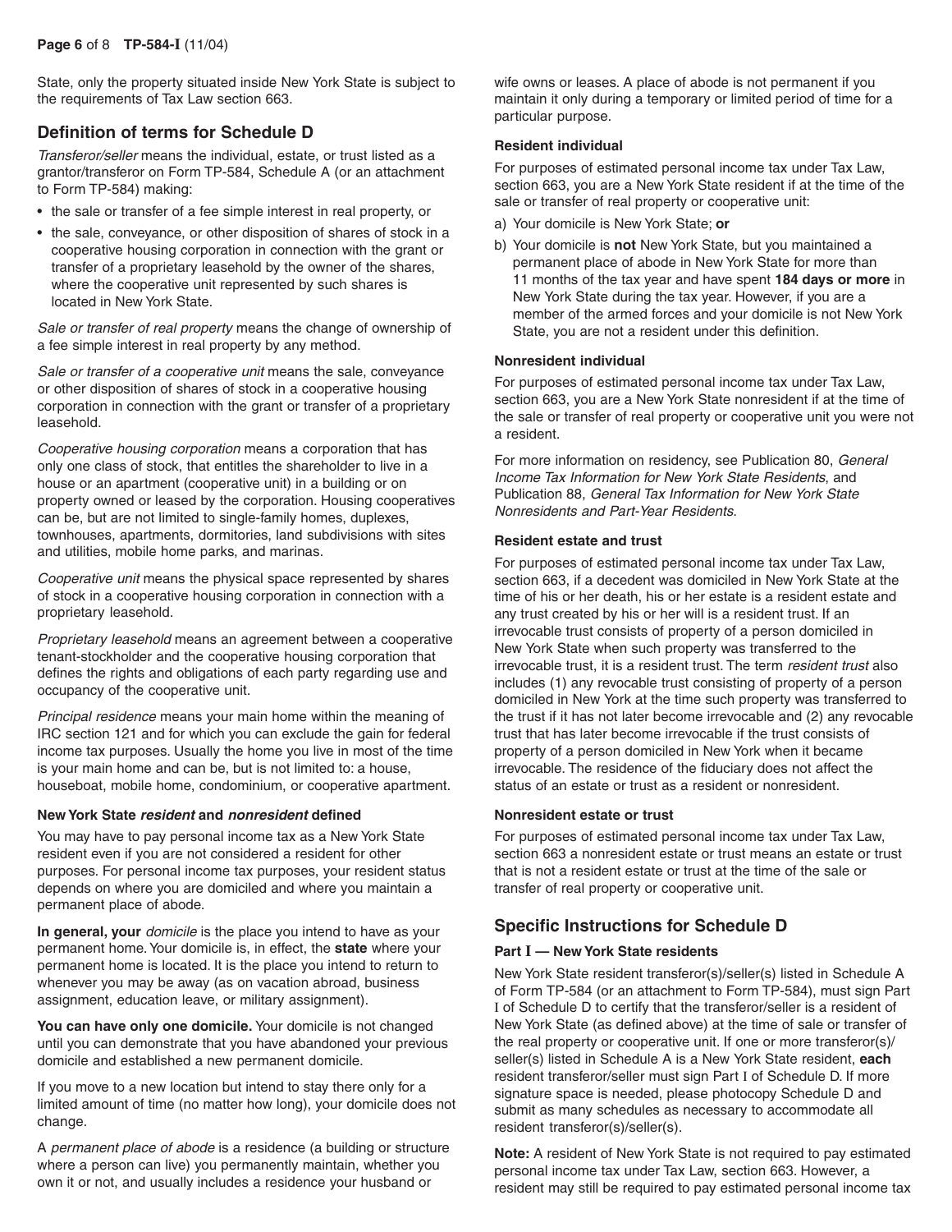State, only the property situated inside New York State is subject to the requirements of Tax Law section 663.

## Definition of terms for Schedule D

*Transferor/seller* means the individual, estate, or trust listed as a grantor/transferor on Form TP-584, Schedule A (or an attachment to Form TP-584) making:

- the sale or transfer of a fee simple interest in real property, or
- the sale, conveyance, or other disposition of shares of stock in a cooperative housing corporation in connection with the grant or transfer of a proprietary leasehold by the owner of the shares, where the cooperative unit represented by such shares is located in New York State.

*Sale or transfer of real property* means the change of ownership of a fee simple interest in real property by any method.

*Sale or transfer of a cooperative unit* means the sale, conveyance or other disposition of shares of stock in a cooperative housing corporation in connection with the grant or transfer of a proprietary leasehold.

*Cooperative housing corporation* means a corporation that has only one class of stock, that entitles the shareholder to live in a house or an apartment (cooperative unit) in a building or on property owned or leased by the corporation. Housing cooperatives can be, but are not limited to single-family homes, duplexes, townhouses, apartments, dormitories, land subdivisions with sites and utilities, mobile home parks, and marinas.

*Cooperative unit* means the physical space represented by shares of stock in a cooperative housing corporation in connection with a proprietary leasehold.

*Proprietary leasehold* means an agreement between a cooperative tenant-stockholder and the cooperative housing corporation that defines the rights and obligations of each party regarding use and occupancy of the cooperative unit.

*Principal residence* means your main home within the meaning of IRC section 121 and for which you can exclude the gain for federal income tax purposes. Usually the home you live in most of the time is your main home and can be, but is not limited to: a house, houseboat, mobile home, condominium, or cooperative apartment.

### New York State *resident* and *nonresident* defined

You may have to pay personal income tax as a New York State resident even if you are not considered a resident for other purposes. For personal income tax purposes, your resident status depends on where you are domiciled and where you maintain a permanent place of abode.

**In general, your** *domicile* is the place you intend to have as your permanent home. Your domicile is, in effect, the **state** where your permanent home is located. It is the place you intend to return to whenever you may be away (as on vacation abroad, business assignment, education leave, or military assignment).

**You can have only one domicile.** Your domicile is not changed until you can demonstrate that you have abandoned your previous domicile and established a new permanent domicile.

If you move to a new location but intend to stay there only for a limited amount of time (no matter how long), your domicile does not change.

A *permanent place of abode* is a residence (a building or structure where a person can live) you permanently maintain, whether you own it or not, and usually includes a residence your husband or wife owns or leases. A place of abode is not permanent if you maintain it only during a temporary or limited period of time for a particular purpose.

### Resident individual

For purposes of estimated personal income tax under Tax Law, section 663, you are a New York State resident if at the time of the sale or transfer of real property or cooperative unit:

a) Your domicile is New York State; **or**

b) Your domicile is **not** New York State, but you maintained a permanent place of abode in New York State for more than 11 months of the tax year and have spent **184 days or more** in New York State during the tax year. However, if you are a member of the armed forces and your domicile is not New York State, you are not a resident under this definition.

### Nonresident individual

For purposes of estimated personal income tax under Tax Law, section 663, you are a New York State nonresident if at the time of the sale or transfer of real property or cooperative unit you were not a resident.

For more information on residency, see Publication 80, *General Income Tax Information for New York State Residents*, and Publication 88, *General Tax Information for New York State Nonresidents and Part-Year Residents*.

### Resident estate and trust

For purposes of estimated personal income tax under Tax Law, section 663, if a decedent was domiciled in New York State at the time of his or her death, his or her estate is a resident estate and any trust created by his or her will is a resident trust. If an irrevocable trust consists of property of a person domiciled in New York State when such property was transferred to the irrevocable trust, it is a resident trust. The term *resident trust* also includes (1) any revocable trust consisting of property of a person domiciled in New York at the time such property was transferred to the trust if it has not later become irrevocable and (2) any revocable trust that has later become irrevocable if the trust consists of property of a person domiciled in New York when it became irrevocable. The residence of the fiduciary does not affect the status of an estate or trust as a resident or nonresident.

### Nonresident estate or trust

For purposes of estimated personal income tax under Tax Law, section 663 a nonresident estate or trust means an estate or trust that is not a resident estate or trust at the time of the sale or transfer of real property or cooperative unit.

## Specific Instructions for Schedule D

### Part I — New York State residents

New York State resident transferor(s)/seller(s) listed in Schedule A of Form TP-584 (or an attachment to Form TP-584), must sign Part I of Schedule D to certify that the transferor/seller is a resident of New York State (as defined above) at the time of sale or transfer of the real property or cooperative unit. If one or more transferor(s)/seller(s) listed in Schedule A is a New York State resident, **each** resident transferor/seller must sign Part I of Schedule D. If more signature space is needed, please photocopy Schedule D and submit as many schedules as necessary to accommodate all resident transferor(s)/seller(s).

**Note:** A resident of New York State is not required to pay estimated personal income tax under Tax Law, section 663. However, a resident may still be required to pay estimated personal income tax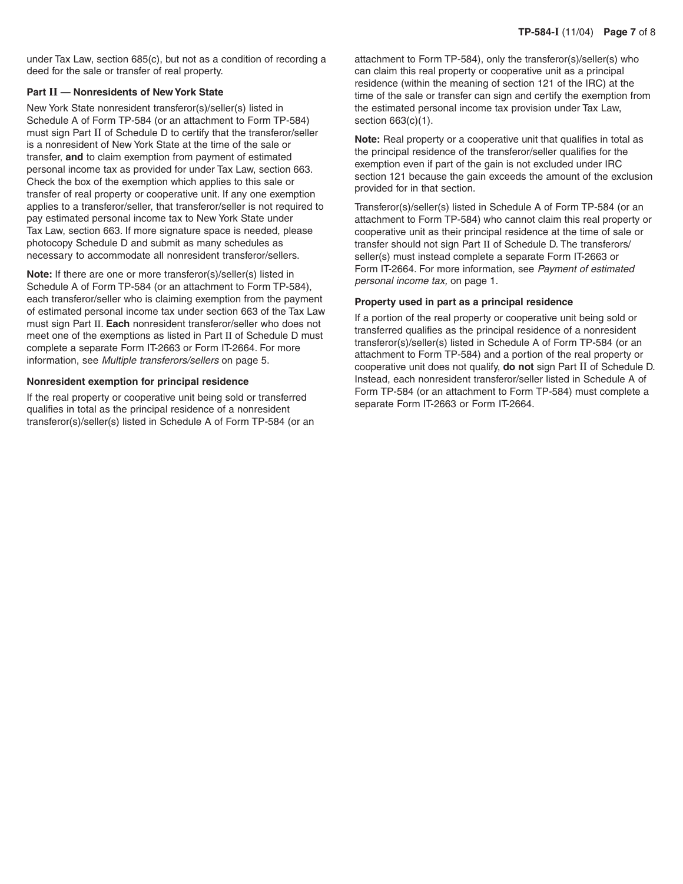under Tax Law, section 685(c), but not as a condition of recording a deed for the sale or transfer of real property.

### Part II — Nonresidents of New York State

New York State nonresident transferor(s)/seller(s) listed in Schedule A of Form TP-584 (or an attachment to Form TP-584) must sign Part II of Schedule D to certify that the transferor/seller is a nonresident of New York State at the time of the sale or transfer, **and** to claim exemption from payment of estimated personal income tax as provided for under Tax Law, section 663. Check the box of the exemption which applies to this sale or transfer of real property or cooperative unit. If any one exemption applies to a transferor/seller, that transferor/seller is not required to pay estimated personal income tax to New York State under Tax Law, section 663. If more signature space is needed, please photocopy Schedule D and submit as many schedules as necessary to accommodate all nonresident transferor/sellers.

**Note:** If there are one or more transferor(s)/seller(s) listed in Schedule A of Form TP-584 (or an attachment to Form TP-584), each transferor/seller who is claiming exemption from the payment of estimated personal income tax under section 663 of the Tax Law must sign Part II. **Each** nonresident transferor/seller who does not meet one of the exemptions as listed in Part II of Schedule D must complete a separate Form IT-2663 or Form IT-2664. For more information, see *Multiple transferors/sellers* on page 5.

### Nonresident exemption for principal residence

If the real property or cooperative unit being sold or transferred qualifies in total as the principal residence of a nonresident transferor(s)/seller(s) listed in Schedule A of Form TP-584 (or an attachment to Form TP-584), only the transferor(s)/seller(s) who can claim this real property or cooperative unit as a principal residence (within the meaning of section 121 of the IRC) at the time of the sale or transfer can sign and certify the exemption from the estimated personal income tax provision under Tax Law, section 663(c)(1).

**Note:** Real property or a cooperative unit that qualifies in total as the principal residence of the transferor/seller qualifies for the exemption even if part of the gain is not excluded under IRC section 121 because the gain exceeds the amount of the exclusion provided for in that section.

Transferor(s)/seller(s) listed in Schedule A of Form TP-584 (or an attachment to Form TP-584) who cannot claim this real property or cooperative unit as their principal residence at the time of sale or transfer should not sign Part II of Schedule D. The transferors/seller(s) must instead complete a separate Form IT-2663 or Form IT-2664. For more information, see *Payment of estimated personal income tax,* on page 1.

### Property used in part as a principal residence

If a portion of the real property or cooperative unit being sold or transferred qualifies as the principal residence of a nonresident transferor(s)/seller(s) listed in Schedule A of Form TP-584 (or an attachment to Form TP-584) and a portion of the real property or cooperative unit does not qualify, **do not** sign Part II of Schedule D. Instead, each nonresident transferor/seller listed in Schedule A of Form TP-584 (or an attachment to Form TP-584) must complete a separate Form IT-2663 or Form IT-2664.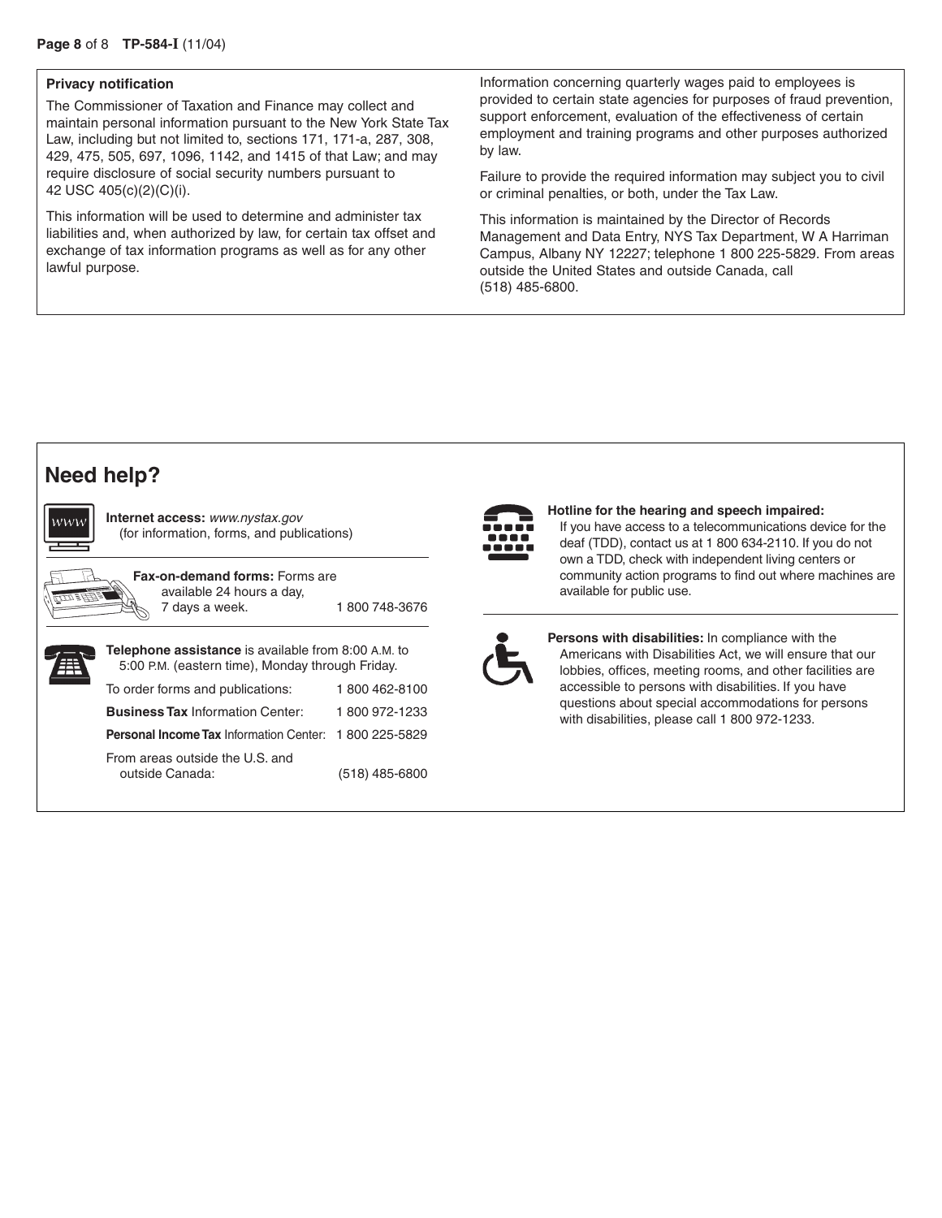**Privacy notification**

The Commissioner of Taxation and Finance may collect and maintain personal information pursuant to the New York State Tax Law, including but not limited to, sections 171, 171-a, 287, 308, 429, 475, 505, 697, 1096, 1142, and 1415 of that Law; and may require disclosure of social security numbers pursuant to 42 USC 405(c)(2)(C)(i).

This information will be used to determine and administer tax liabilities and, when authorized by law, for certain tax offset and exchange of tax information programs as well as for any other lawful purpose.

Information concerning quarterly wages paid to employees is provided to certain state agencies for purposes of fraud prevention, support enforcement, evaluation of the effectiveness of certain employment and training programs and other purposes authorized by law.

Failure to provide the required information may subject you to civil or criminal penalties, or both, under the Tax Law.

This information is maintained by the Director of Records Management and Data Entry, NYS Tax Department, W A Harriman Campus, Albany NY 12227; telephone 1 800 225-5829. From areas outside the United States and outside Canada, call (518) 485-6800.

## Need help?

**Internet access:** *www.nystax.gov* (for information, forms, and publications)

**Fax-on-demand forms:** Forms are available 24 hours a day, 7 days a week. 1 800 748-3676

**Telephone assistance** is available from 8:00 A.M. to 5:00 P.M. (eastern time), Monday through Friday.

| | |
|---|---|
| To order forms and publications: | 1 800 462-8100 |
| **Business Tax** Information Center: | 1 800 972-1233 |
| **Personal Income Tax** Information Center: | 1 800 225-5829 |
| From areas outside the U.S. and outside Canada: | (518) 485-6800 |

**Hotline for the hearing and speech impaired:** If you have access to a telecommunications device for the deaf (TDD), contact us at 1 800 634-2110. If you do not own a TDD, check with independent living centers or community action programs to find out where machines are available for public use.

**Persons with disabilities:** In compliance with the Americans with Disabilities Act, we will ensure that our lobbies, offices, meeting rooms, and other facilities are accessible to persons with disabilities. If you have questions about special accommodations for persons with disabilities, please call 1 800 972-1233.